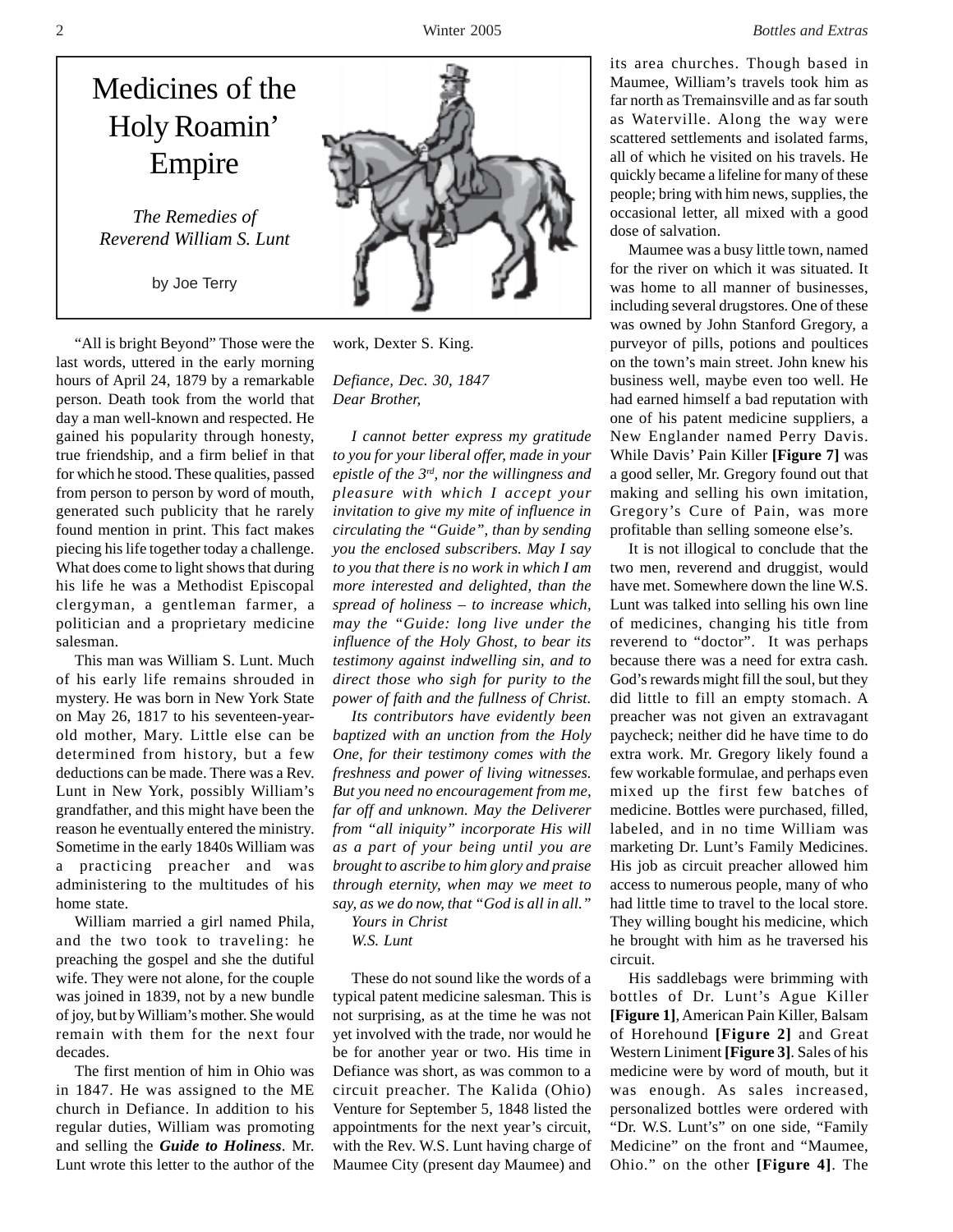# Medicines of the Holy Roamin' Empire

*The Remedies of Reverend William S. Lunt*

by Joe Terry

"All is bright Beyond" Those were the last words, uttered in the early morning hours of April 24, 1879 by a remarkable person. Death took from the world that day a man well-known and respected. He gained his popularity through honesty, true friendship, and a firm belief in that for which he stood. These qualities, passed from person to person by word of mouth, generated such publicity that he rarely found mention in print. This fact makes piecing his life together today a challenge. What does come to light shows that during his life he was a Methodist Episcopal clergyman, a gentleman farmer, a politician and a proprietary medicine salesman.

This man was William S. Lunt. Much of his early life remains shrouded in mystery. He was born in New York State on May 26, 1817 to his seventeen-year-old mother, Mary. Little else can be determined from history, but a few deductions can be made. There was a Rev. Lunt in New York, possibly William's grandfather, and this might have been the reason he eventually entered the ministry. Sometime in the early 1840s William was a practicing preacher and was administering to the multitudes of his home state.

William married a girl named Phila, and the two took to traveling: he preaching the gospel and she the dutiful wife. They were not alone, for the couple was joined in 1839, not by a new bundle of joy, but by William's mother. She would remain with them for the next four decades.

The first mention of him in Ohio was in 1847. He was assigned to the ME church in Defiance. In addition to his regular duties, William was promoting and selling the ***Guide to Holiness***. Mr. Lunt wrote this letter to the author of the work, Dexter S. King.

*Defiance, Dec. 30, 1847*
*Dear Brother,*

*I cannot better express my gratitude to you for your liberal offer, made in your epistle of the 3rd, nor the willingness and pleasure with which I accept your invitation to give my mite of influence in circulating the "Guide", than by sending you the enclosed subscribers. May I say to you that there is no work in which I am more interested and delighted, than the spread of holiness – to increase which, may the "Guide: long live under the influence of the Holy Ghost, to bear its testimony against indwelling sin, and to direct those who sigh for purity to the power of faith and the fullness of Christ.*

*Its contributors have evidently been baptized with an unction from the Holy One, for their testimony comes with the freshness and power of living witnesses. But you need no encouragement from me, far off and unknown. May the Deliverer from "all iniquity" incorporate His will as a part of your being until you are brought to ascribe to him glory and praise through eternity, when may we meet to say, as we do now, that "God is all in all."*

*Yours in Christ*
*W.S. Lunt*

These do not sound like the words of a typical patent medicine salesman. This is not surprising, as at the time he was not yet involved with the trade, nor would he be for another year or two. His time in Defiance was short, as was common to a circuit preacher. The Kalida (Ohio) Venture for September 5, 1848 listed the appointments for the next year's circuit, with the Rev. W.S. Lunt having charge of Maumee City (present day Maumee) and its area churches. Though based in Maumee, William's travels took him as far north as Tremainsville and as far south as Waterville. Along the way were scattered settlements and isolated farms, all of which he visited on his travels. He quickly became a lifeline for many of these people; bring with him news, supplies, the occasional letter, all mixed with a good dose of salvation.

Maumee was a busy little town, named for the river on which it was situated. It was home to all manner of businesses, including several drugstores. One of these was owned by John Stanford Gregory, a purveyor of pills, potions and poultices on the town's main street. John knew his business well, maybe even too well. He had earned himself a bad reputation with one of his patent medicine suppliers, a New Englander named Perry Davis. While Davis' Pain Killer **[Figure 7]** was a good seller, Mr. Gregory found out that making and selling his own imitation, Gregory's Cure of Pain, was more profitable than selling someone else's.

It is not illogical to conclude that the two men, reverend and druggist, would have met. Somewhere down the line W.S. Lunt was talked into selling his own line of medicines, changing his title from reverend to "doctor". It was perhaps because there was a need for extra cash. God's rewards might fill the soul, but they did little to fill an empty stomach. A preacher was not given an extravagant paycheck; neither did he have time to do extra work. Mr. Gregory likely found a few workable formulae, and perhaps even mixed up the first few batches of medicine. Bottles were purchased, filled, labeled, and in no time William was marketing Dr. Lunt's Family Medicines. His job as circuit preacher allowed him access to numerous people, many of who had little time to travel to the local store. They willing bought his medicine, which he brought with him as he traversed his circuit.

His saddlebags were brimming with bottles of Dr. Lunt's Ague Killer **[Figure 1]**, American Pain Killer, Balsam of Horehound **[Figure 2]** and Great Western Liniment **[Figure 3]**. Sales of his medicine were by word of mouth, but it was enough. As sales increased, personalized bottles were ordered with "Dr. W.S. Lunt's" on one side, "Family Medicine" on the front and "Maumee, Ohio." on the other **[Figure 4]**. The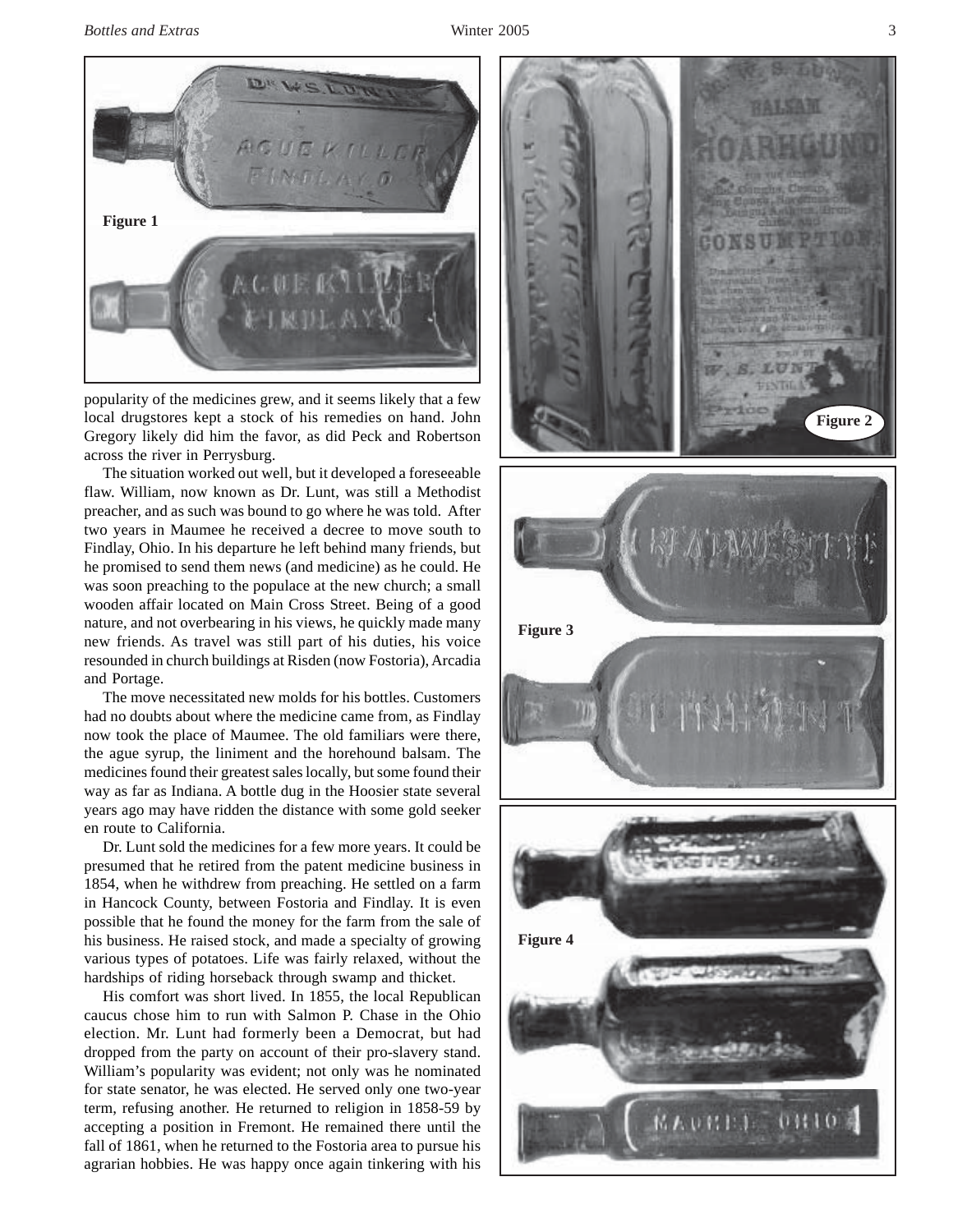Figure 1

popularity of the medicines grew, and it seems likely that a few local drugstores kept a stock of his remedies on hand. John Gregory likely did him the favor, as did Peck and Robertson across the river in Perrysburg.

The situation worked out well, but it developed a foreseeable flaw. William, now known as Dr. Lunt, was still a Methodist preacher, and as such was bound to go where he was told. After two years in Maumee he received a decree to move south to Findlay, Ohio. In his departure he left behind many friends, but he promised to send them news (and medicine) as he could. He was soon preaching to the populace at the new church; a small wooden affair located on Main Cross Street. Being of a good nature, and not overbearing in his views, he quickly made many new friends. As travel was still part of his duties, his voice resounded in church buildings at Risden (now Fostoria), Arcadia and Portage.

The move necessitated new molds for his bottles. Customers had no doubts about where the medicine came from, as Findlay now took the place of Maumee. The old familiars were there, the ague syrup, the liniment and the horehound balsam. The medicines found their greatest sales locally, but some found their way as far as Indiana. A bottle dug in the Hoosier state several years ago may have ridden the distance with some gold seeker en route to California.

Dr. Lunt sold the medicines for a few more years. It could be presumed that he retired from the patent medicine business in 1854, when he withdrew from preaching. He settled on a farm in Hancock County, between Fostoria and Findlay. It is even possible that he found the money for the farm from the sale of his business. He raised stock, and made a specialty of growing various types of potatoes. Life was fairly relaxed, without the hardships of riding horseback through swamp and thicket.

His comfort was short lived. In 1855, the local Republican caucus chose him to run with Salmon P. Chase in the Ohio election. Mr. Lunt had formerly been a Democrat, but had dropped from the party on account of their pro-slavery stand. William's popularity was evident; not only was he nominated for state senator, he was elected. He served only one two-year term, refusing another. He returned to religion in 1858-59 by accepting a position in Fremont. He remained there until the fall of 1861, when he returned to the Fostoria area to pursue his agrarian hobbies. He was happy once again tinkering with his

Figure 2

Figure 3

Figure 4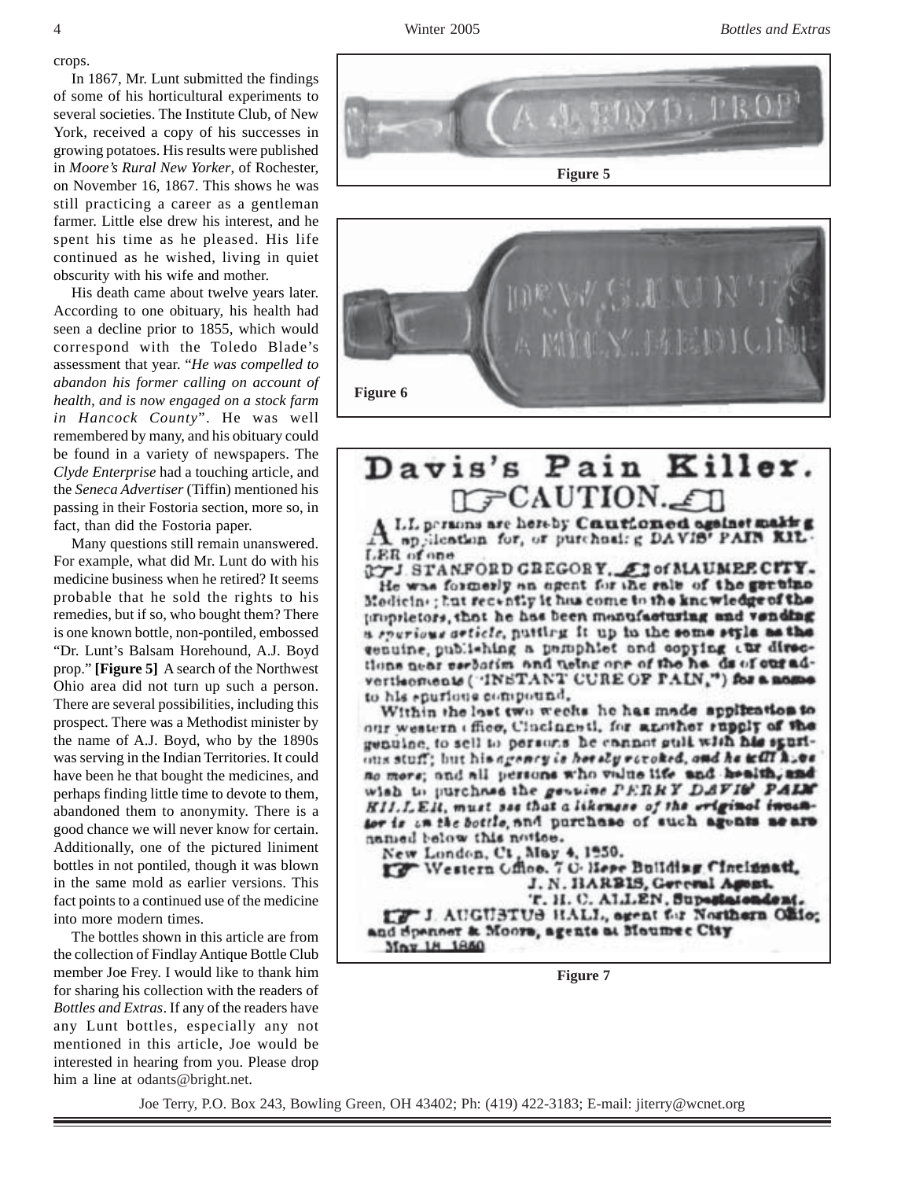crops.

In 1867, Mr. Lunt submitted the findings of some of his horticultural experiments to several societies. The Institute Club, of New York, received a copy of his successes in growing potatoes. His results were published in *Moore's Rural New Yorker*, of Rochester, on November 16, 1867. This shows he was still practicing a career as a gentleman farmer. Little else drew his interest, and he spent his time as he pleased. His life continued as he wished, living in quiet obscurity with his wife and mother.

His death came about twelve years later. According to one obituary, his health had seen a decline prior to 1855, which would correspond with the Toledo Blade's assessment that year. "*He was compelled to abandon his former calling on account of health, and is now engaged on a stock farm in Hancock County*". He was well remembered by many, and his obituary could be found in a variety of newspapers. The *Clyde Enterprise* had a touching article, and the *Seneca Advertiser* (Tiffin) mentioned his passing in their Fostoria section, more so, in fact, than did the Fostoria paper.

Many questions still remain unanswered. For example, what did Mr. Lunt do with his medicine business when he retired? It seems probable that he sold the rights to his remedies, but if so, who bought them? There is one known bottle, non-pontiled, embossed "Dr. Lunt's Balsam Horehound, A.J. Boyd prop." **[Figure 5]** A search of the Northwest Ohio area did not turn up such a person. There are several possibilities, including this prospect. There was a Methodist minister by the name of A.J. Boyd, who by the 1890s was serving in the Indian Territories. It could have been he that bought the medicines, and perhaps finding little time to devote to them, abandoned them to anonymity. There is a good chance we will never know for certain. Additionally, one of the pictured liniment bottles in not pontiled, though it was blown in the same mold as earlier versions. This fact points to a continued use of the medicine into more modern times.

The bottles shown in this article are from the collection of Findlay Antique Bottle Club member Joe Frey. I would like to thank him for sharing his collection with the readers of *Bottles and Extras*. If any of the readers have any Lunt bottles, especially any not mentioned in this article, Joe would be interested in hearing from you. Please drop him a line at odants@bright.net.

A. J. BOYD, PROP

**Figure 5**

DR W. S. LUNT'S FAMILY MEDICINE

**Figure 6**

**Davis's Pain Killer.**

CAUTION.

ALL persons are hereby **Cautioned** against making application for, or purchasing DAVIS' PAIN KILLER of one

J. STANFORD GREGORY, of MAUMEE CITY.

He was formerly an agent for the sale of the genuine Medicine; but recently it has come to the knowledge of the proprietors, that he has been manufacturing and vending a *spurious article*, putting it up in the same style as the genuine, publishing a pamphlet and copying our directions near *verbatim* and using one of the heads of our advertisements ("INSTANT CURE OF PAIN,") for a name to his spurious compound.

Within the last two weeks he has made application to our western office, Cincinnati, for another supply of the genuine, to sell to persons he cannot gull with his spurious stuff; but his *agency is hereby revoked, and he will have no more*; and all persons who value life and health, and wish to purchase the *genuine PERRY DAVIS' PAIN KILLER, must see that a likeness of the original inventor is on the bottle*, and purchase of such agents as are named below this notice.

New London, Ct., May 4, 1850.

Western Office, 7 Gil Hope Building Cincinnati,
J. N. HARRIS, General Agent.
T. H. C. ALLEN, Superintendent.

J. AUGUSTUS HALL, agent for Northern Ohio; and Spencer & Moore, agents at Maumee City

May 18, 1850

**Figure 7**

Joe Terry, P.O. Box 243, Bowling Green, OH 43402; Ph: (419) 422-3183; E-mail: jiterry@wcnet.org